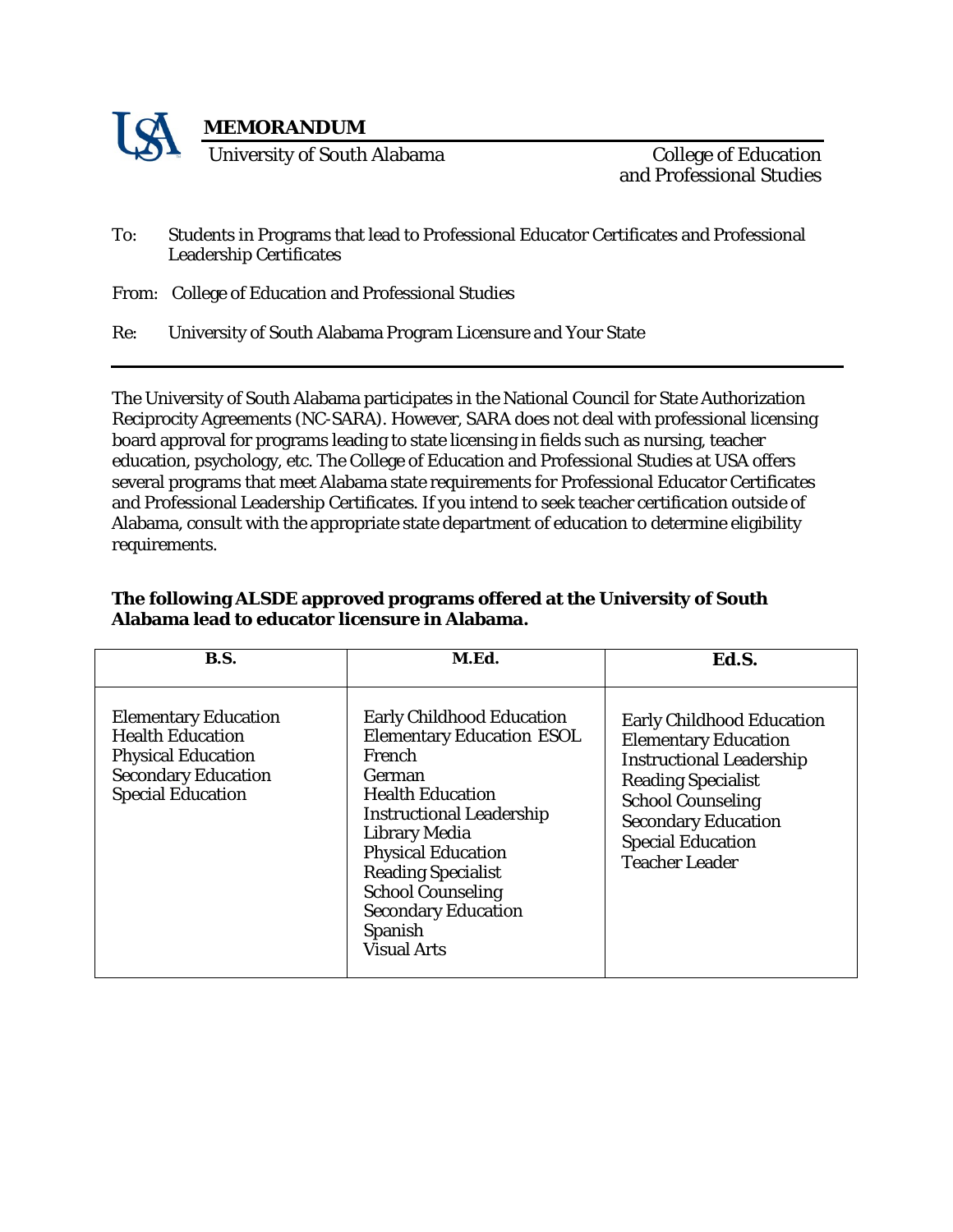# MEMORANDUM

University of South Alabama

College of Education and Professional Studies

To: Students in Programs that lead to Professional Educator Certificates and Professional Leadership Certificates

From: College of Education and Professional Studies

Re: University of South Alabama Program Licensure and Your State

---

The University of South Alabama participates in the National Council for State Authorization Reciprocity Agreements (NC-SARA). However, SARA does not deal with professional licensing board approval for programs leading to state licensing in fields such as nursing, teacher education, psychology, etc. The College of Education and Professional Studies at USA offers several programs that meet Alabama state requirements for Professional Educator Certificates and Professional Leadership Certificates. If you intend to seek teacher certification outside of Alabama, consult with the appropriate state department of education to determine eligibility requirements.

**The following ALSDE approved programs offered at the University of South Alabama lead to educator licensure in Alabama.**

| B.S. | M.Ed. | Ed.S. |
|---|---|---|
| Elementary Education<br>Health Education<br>Physical Education<br>Secondary Education<br>Special Education | Early Childhood Education<br>Elementary Education ESOL<br>French<br>German<br>Health Education<br>Instructional Leadership<br>Library Media<br>Physical Education<br>Reading Specialist<br>School Counseling<br>Secondary Education<br>Spanish<br>Visual Arts | Early Childhood Education<br>Elementary Education<br>Instructional Leadership<br>Reading Specialist<br>School Counseling<br>Secondary Education<br>Special Education<br>Teacher Leader |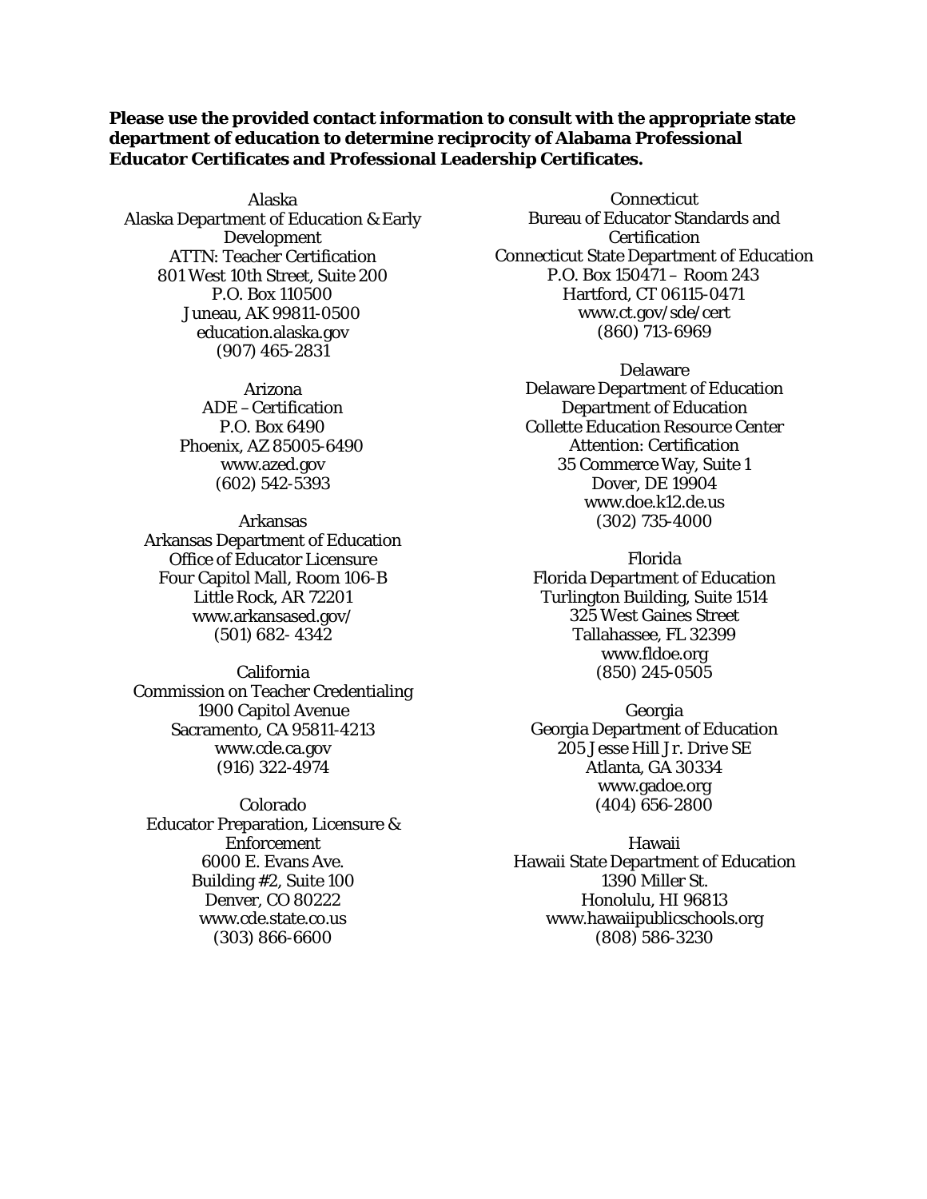**Please use the provided contact information to consult with the appropriate state department of education to determine reciprocity of Alabama Professional Educator Certificates and Professional Leadership Certificates.**

Alaska
Alaska Department of Education & Early Development
ATTN: Teacher Certification
801 West 10th Street, Suite 200
P.O. Box 110500
Juneau, AK 99811-0500
education.alaska.gov
(907) 465-2831

Arizona
ADE – Certification
P.O. Box 6490
Phoenix, AZ 85005-6490
www.azed.gov
(602) 542-5393

Arkansas
Arkansas Department of Education
Office of Educator Licensure
Four Capitol Mall, Room 106-B
Little Rock, AR 72201
www.arkansased.gov/
(501) 682- 4342

California
Commission on Teacher Credentialing
1900 Capitol Avenue
Sacramento, CA 95811-4213
www.cde.ca.gov
(916) 322-4974

Colorado
Educator Preparation, Licensure & Enforcement
6000 E. Evans Ave.
Building #2, Suite 100
Denver, CO 80222
www.cde.state.co.us
(303) 866-6600

Connecticut
Bureau of Educator Standards and Certification
Connecticut State Department of Education
P.O. Box 150471 – Room 243
Hartford, CT 06115-0471
www.ct.gov/sde/cert
(860) 713-6969

Delaware
Delaware Department of Education
Department of Education
Collette Education Resource Center
Attention: Certification
35 Commerce Way, Suite 1
Dover, DE 19904
www.doe.k12.de.us
(302) 735-4000

Florida
Florida Department of Education
Turlington Building, Suite 1514
325 West Gaines Street
Tallahassee, FL 32399
www.fldoe.org
(850) 245-0505

Georgia
Georgia Department of Education
205 Jesse Hill Jr. Drive SE
Atlanta, GA 30334
www.gadoe.org
(404) 656-2800

Hawaii
Hawaii State Department of Education
1390 Miller St.
Honolulu, HI 96813
www.hawaiipublicschools.org
(808) 586-3230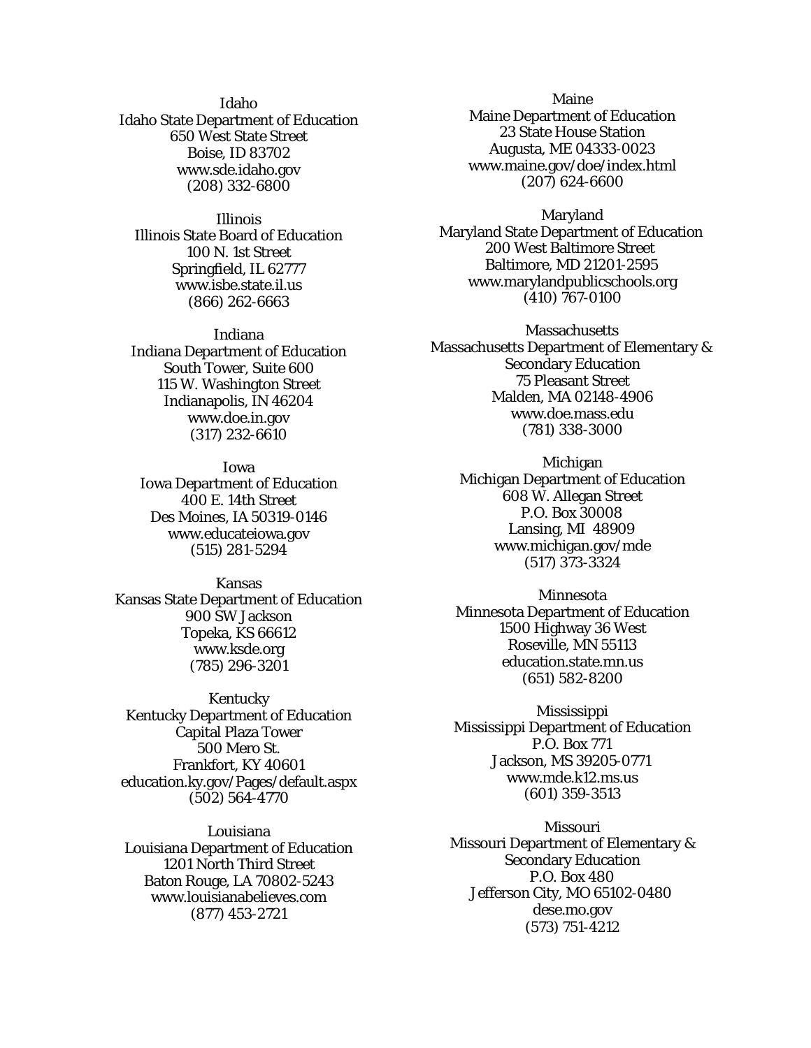Idaho
Idaho State Department of Education
650 West State Street
Boise, ID 83702
www.sde.idaho.gov
(208) 332-6800

Illinois
Illinois State Board of Education
100 N. 1st Street
Springfield, IL 62777
www.isbe.state.il.us
(866) 262-6663

Indiana
Indiana Department of Education
South Tower, Suite 600
115 W. Washington Street
Indianapolis, IN 46204
www.doe.in.gov
(317) 232-6610

Iowa
Iowa Department of Education
400 E. 14th Street
Des Moines, IA 50319-0146
www.educateiowa.gov
(515) 281-5294

Kansas
Kansas State Department of Education
900 SW Jackson
Topeka, KS 66612
www.ksde.org
(785) 296-3201

Kentucky
Kentucky Department of Education
Capital Plaza Tower
500 Mero St.
Frankfort, KY 40601
education.ky.gov/Pages/default.aspx
(502) 564-4770

Louisiana
Louisiana Department of Education
1201 North Third Street
Baton Rouge, LA 70802-5243
www.louisianabelieves.com
(877) 453-2721

Maine
Maine Department of Education
23 State House Station
Augusta, ME 04333-0023
www.maine.gov/doe/index.html
(207) 624-6600

Maryland
Maryland State Department of Education
200 West Baltimore Street
Baltimore, MD 21201-2595
www.marylandpublicschools.org
(410) 767-0100

Massachusetts
Massachusetts Department of Elementary & Secondary Education
75 Pleasant Street
Malden, MA 02148-4906
www.doe.mass.edu
(781) 338-3000

Michigan
Michigan Department of Education
608 W. Allegan Street
P.O. Box 30008
Lansing, MI 48909
www.michigan.gov/mde
(517) 373-3324

Minnesota
Minnesota Department of Education
1500 Highway 36 West
Roseville, MN 55113
education.state.mn.us
(651) 582-8200

Mississippi
Mississippi Department of Education
P.O. Box 771
Jackson, MS 39205-0771
www.mde.k12.ms.us
(601) 359-3513

Missouri
Missouri Department of Elementary & Secondary Education
P.O. Box 480
Jefferson City, MO 65102-0480
dese.mo.gov
(573) 751-4212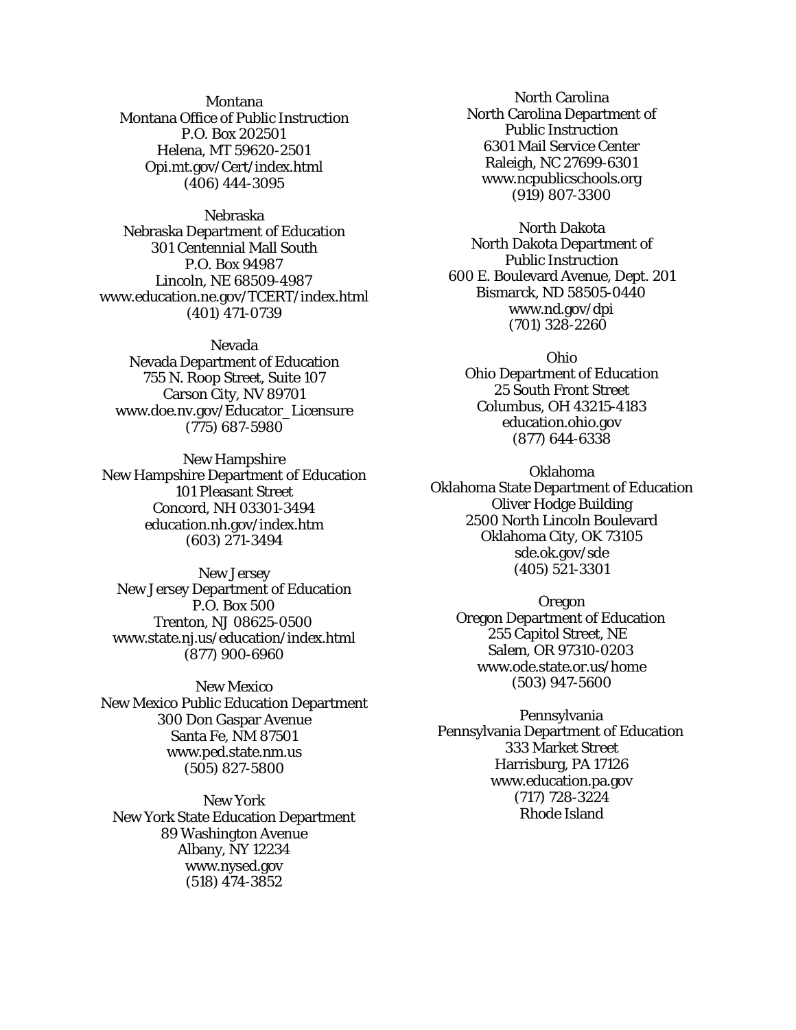Montana
Montana Office of Public Instruction
P.O. Box 202501
Helena, MT 59620-2501
Opi.mt.gov/Cert/index.html
(406) 444-3095

Nebraska
Nebraska Department of Education
301 Centennial Mall South
P.O. Box 94987
Lincoln, NE 68509-4987
www.education.ne.gov/TCERT/index.html
(401) 471-0739

Nevada
Nevada Department of Education
755 N. Roop Street, Suite 107
Carson City, NV 89701
www.doe.nv.gov/Educator_Licensure
(775) 687-5980

New Hampshire
New Hampshire Department of Education
101 Pleasant Street
Concord, NH 03301-3494
education.nh.gov/index.htm
(603) 271-3494

New Jersey
New Jersey Department of Education
P.O. Box 500
Trenton, NJ 08625-0500
www.state.nj.us/education/index.html
(877) 900-6960

New Mexico
New Mexico Public Education Department
300 Don Gaspar Avenue
Santa Fe, NM 87501
www.ped.state.nm.us
(505) 827-5800

New York
New York State Education Department
89 Washington Avenue
Albany, NY 12234
www.nysed.gov
(518) 474-3852

North Carolina
North Carolina Department of Public Instruction
6301 Mail Service Center
Raleigh, NC 27699-6301
www.ncpublicschools.org
(919) 807-3300

North Dakota
North Dakota Department of Public Instruction
600 E. Boulevard Avenue, Dept. 201
Bismarck, ND 58505-0440
www.nd.gov/dpi
(701) 328-2260

Ohio
Ohio Department of Education
25 South Front Street
Columbus, OH 43215-4183
education.ohio.gov
(877) 644-6338

Oklahoma
Oklahoma State Department of Education
Oliver Hodge Building
2500 North Lincoln Boulevard
Oklahoma City, OK 73105
sde.ok.gov/sde
(405) 521-3301

Oregon
Oregon Department of Education
255 Capitol Street, NE
Salem, OR 97310-0203
www.ode.state.or.us/home
(503) 947-5600

Pennsylvania
Pennsylvania Department of Education
333 Market Street
Harrisburg, PA 17126
www.education.pa.gov
(717) 728-3224

Rhode Island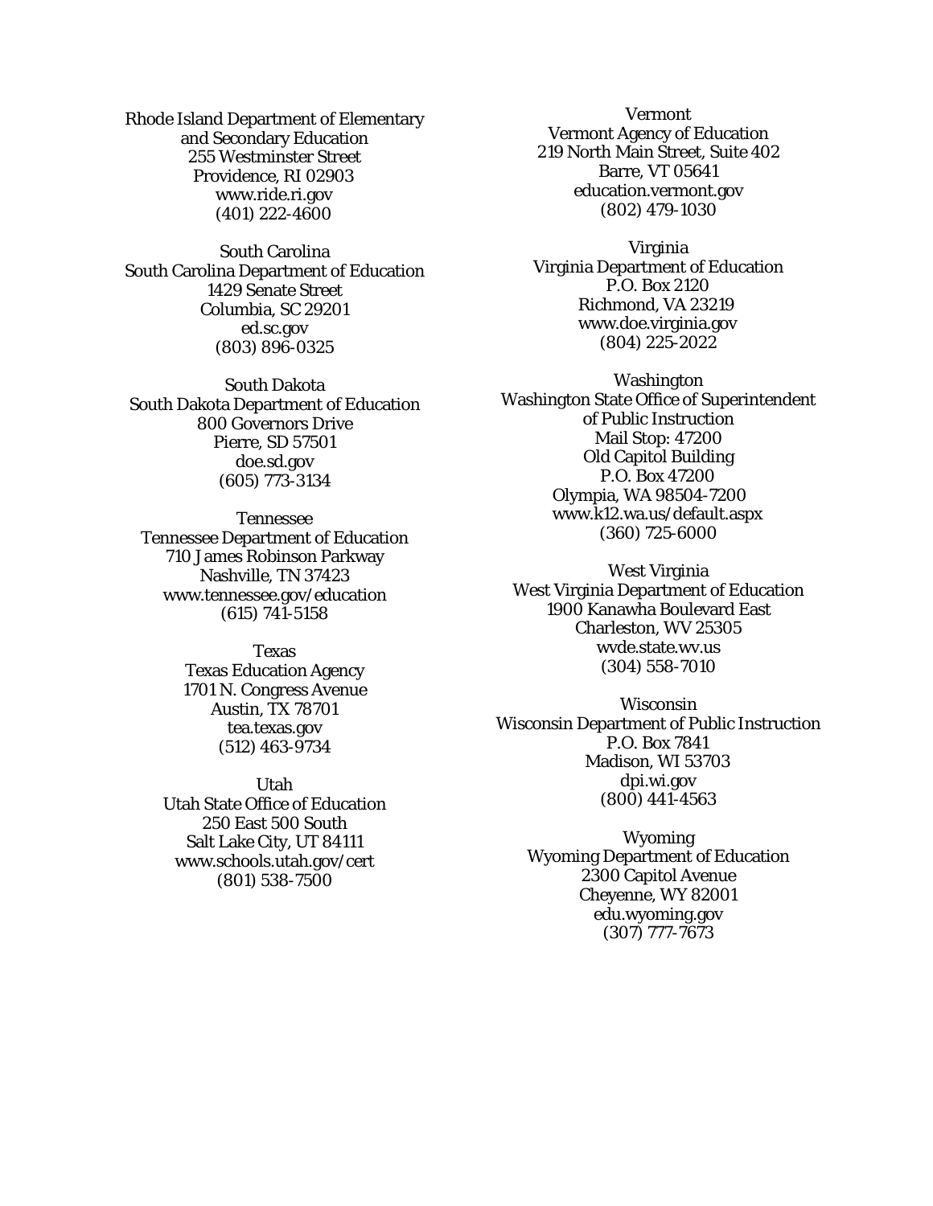Rhode Island Department of Elementary and Secondary Education
255 Westminster Street
Providence, RI 02903
www.ride.ri.gov
(401) 222-4600

South Carolina
South Carolina Department of Education
1429 Senate Street
Columbia, SC 29201
ed.sc.gov
(803) 896-0325

South Dakota
South Dakota Department of Education
800 Governors Drive
Pierre, SD 57501
doe.sd.gov
(605) 773-3134

Tennessee
Tennessee Department of Education
710 James Robinson Parkway
Nashville, TN 37423
www.tennessee.gov/education
(615) 741-5158

Texas
Texas Education Agency
1701 N. Congress Avenue
Austin, TX 78701
tea.texas.gov
(512) 463-9734

Utah
Utah State Office of Education
250 East 500 South
Salt Lake City, UT 84111
www.schools.utah.gov/cert
(801) 538-7500

Vermont
Vermont Agency of Education
219 North Main Street, Suite 402
Barre, VT 05641
education.vermont.gov
(802) 479-1030

Virginia
Virginia Department of Education
P.O. Box 2120
Richmond, VA 23219
www.doe.virginia.gov
(804) 225-2022

Washington
Washington State Office of Superintendent of Public Instruction
Mail Stop: 47200
Old Capitol Building
P.O. Box 47200
Olympia, WA 98504-7200
www.k12.wa.us/default.aspx
(360) 725-6000

West Virginia
West Virginia Department of Education
1900 Kanawha Boulevard East
Charleston, WV 25305
wvde.state.wv.us
(304) 558-7010

Wisconsin
Wisconsin Department of Public Instruction
P.O. Box 7841
Madison, WI 53703
dpi.wi.gov
(800) 441-4563

Wyoming
Wyoming Department of Education
2300 Capitol Avenue
Cheyenne, WY 82001
edu.wyoming.gov
(307) 777-7673